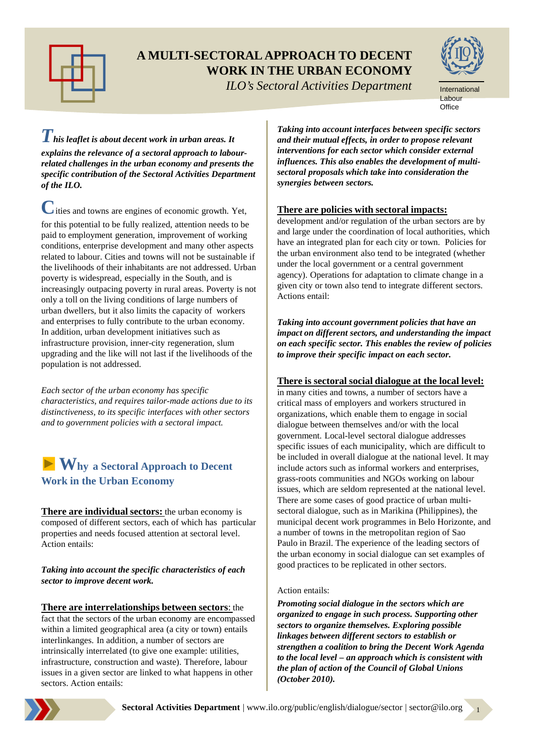# A MULTI-SECTORAL APPROACH TO DECENT WORK IN THE URBAN ECONOMY

*ILO's Sectoral Activities Department*

International Labour Office

***This leaflet is about decent work in urban areas. It explains the relevance of a sectoral approach to labour-related challenges in the urban economy and presents the specific contribution of the Sectoral Activities Department of the ILO.***

Cities and towns are engines of economic growth. Yet, for this potential to be fully realized, attention needs to be paid to employment generation, improvement of working conditions, enterprise development and many other aspects related to labour. Cities and towns will not be sustainable if the livelihoods of their inhabitants are not addressed. Urban poverty is widespread, especially in the South, and is increasingly outpacing poverty in rural areas. Poverty is not only a toll on the living conditions of large numbers of urban dwellers, but it also limits the capacity of workers and enterprises to fully contribute to the urban economy. In addition, urban development initiatives such as infrastructure provision, inner-city regeneration, slum upgrading and the like will not last if the livelihoods of the population is not addressed.

*Each sector of the urban economy has specific characteristics, and requires tailor-made actions due to its distinctiveness, to its specific interfaces with other sectors and to government policies with a sectoral impact.*

## Why a Sectoral Approach to Decent Work in the Urban Economy

**There are individual sectors:** the urban economy is composed of different sectors, each of which has particular properties and needs focused attention at sectoral level. Action entails:

***Taking into account the specific characteristics of each sector to improve decent work.***

**There are interrelationships between sectors**: the fact that the sectors of the urban economy are encompassed within a limited geographical area (a city or town) entails interlinkages. In addition, a number of sectors are intrinsically interrelated (to give one example: utilities, infrastructure, construction and waste). Therefore, labour issues in a given sector are linked to what happens in other sectors. Action entails:

***Taking into account interfaces between specific sectors and their mutual effects, in order to propose relevant interventions for each sector which consider external influences. This also enables the development of multi-sectoral proposals which take into consideration the synergies between sectors.***

**There are policies with sectoral impacts:** development and/or regulation of the urban sectors are by and large under the coordination of local authorities, which have an integrated plan for each city or town. Policies for the urban environment also tend to be integrated (whether under the local government or a central government agency). Operations for adaptation to climate change in a given city or town also tend to integrate different sectors. Actions entail:

***Taking into account government policies that have an impact on different sectors, and understanding the impact on each specific sector. This enables the review of policies to improve their specific impact on each sector.***

**There is sectoral social dialogue at the local level:** in many cities and towns, a number of sectors have a critical mass of employers and workers structured in organizations, which enable them to engage in social dialogue between themselves and/or with the local government. Local-level sectoral dialogue addresses specific issues of each municipality, which are difficult to be included in overall dialogue at the national level. It may include actors such as informal workers and enterprises, grass-roots communities and NGOs working on labour issues, which are seldom represented at the national level. There are some cases of good practice of urban multi-sectoral dialogue, such as in Marikina (Philippines), the municipal decent work programmes in Belo Horizonte, and a number of towns in the metropolitan region of Sao Paulo in Brazil. The experience of the leading sectors of the urban economy in social dialogue can set examples of good practices to be replicated in other sectors.

Action entails:

***Promoting social dialogue in the sectors which are organized to engage in such process. Supporting other sectors to organize themselves. Exploring possible linkages between different sectors to establish or strengthen a coalition to bring the Decent Work Agenda to the local level – an approach which is consistent with the plan of action of the Council of Global Unions (October 2010).***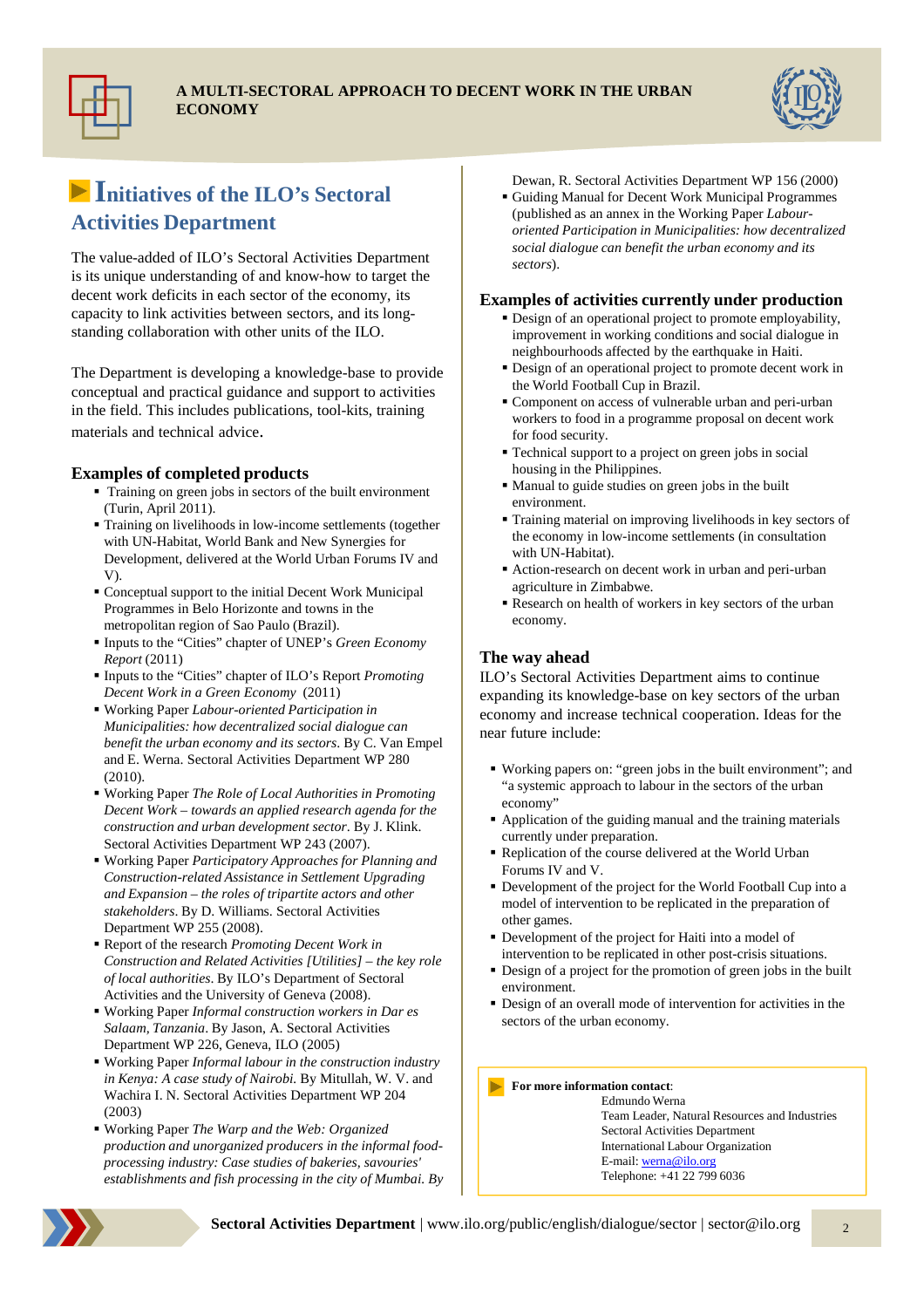## Initiatives of the ILO's Sectoral Activities Department

The value-added of ILO's Sectoral Activities Department is its unique understanding of and know-how to target the decent work deficits in each sector of the economy, its capacity to link activities between sectors, and its long-standing collaboration with other units of the ILO.

The Department is developing a knowledge-base to provide conceptual and practical guidance and support to activities in the field. This includes publications, tool-kits, training materials and technical advice.

### Examples of completed products

- Training on green jobs in sectors of the built environment (Turin, April 2011).
- Training on livelihoods in low-income settlements (together with UN-Habitat, World Bank and New Synergies for Development, delivered at the World Urban Forums IV and V).
- Conceptual support to the initial Decent Work Municipal Programmes in Belo Horizonte and towns in the metropolitan region of Sao Paulo (Brazil).
- Inputs to the "Cities" chapter of UNEP's *Green Economy Report* (2011)
- Inputs to the "Cities" chapter of ILO's Report *Promoting Decent Work in a Green Economy* (2011)
- Working Paper *Labour-oriented Participation in Municipalities: how decentralized social dialogue can benefit the urban economy and its sectors*. By C. Van Empel and E. Werna. Sectoral Activities Department WP 280 (2010).
- Working Paper *The Role of Local Authorities in Promoting Decent Work – towards an applied research agenda for the construction and urban development sector*. By J. Klink. Sectoral Activities Department WP 243 (2007).
- Working Paper *Participatory Approaches for Planning and Construction-related Assistance in Settlement Upgrading and Expansion – the roles of tripartite actors and other stakeholders*. By D. Williams. Sectoral Activities Department WP 255 (2008).
- Report of the research *Promoting Decent Work in Construction and Related Activities [Utilities] – the key role of local authorities*. By ILO's Department of Sectoral Activities and the University of Geneva (2008).
- Working Paper *Informal construction workers in Dar es Salaam, Tanzania*. By Jason, A. Sectoral Activities Department WP 226, Geneva, ILO (2005)
- Working Paper *Informal labour in the construction industry in Kenya: A case study of Nairobi.* By Mitullah, W. V. and Wachira I. N. Sectoral Activities Department WP 204 (2003)
- Working Paper *The Warp and the Web: Organized production and unorganized producers in the informal food-processing industry: Case studies of bakeries, savouries' establishments and fish processing in the city of Mumbai. By* Dewan, R. Sectoral Activities Department WP 156 (2000)
- Guiding Manual for Decent Work Municipal Programmes (published as an annex in the Working Paper *Labour-oriented Participation in Municipalities: how decentralized social dialogue can benefit the urban economy and its sectors*).

### Examples of activities currently under production

- Design of an operational project to promote employability, improvement in working conditions and social dialogue in neighbourhoods affected by the earthquake in Haiti.
- Design of an operational project to promote decent work in the World Football Cup in Brazil.
- Component on access of vulnerable urban and peri-urban workers to food in a programme proposal on decent work for food security.
- Technical support to a project on green jobs in social housing in the Philippines.
- Manual to guide studies on green jobs in the built environment.
- Training material on improving livelihoods in key sectors of the economy in low-income settlements (in consultation with UN-Habitat).
- Action-research on decent work in urban and peri-urban agriculture in Zimbabwe.
- Research on health of workers in key sectors of the urban economy.

### The way ahead

ILO's Sectoral Activities Department aims to continue expanding its knowledge-base on key sectors of the urban economy and increase technical cooperation. Ideas for the near future include:

- Working papers on: "green jobs in the built environment"; and "a systemic approach to labour in the sectors of the urban economy"
- Application of the guiding manual and the training materials currently under preparation.
- Replication of the course delivered at the World Urban Forums IV and V.
- Development of the project for the World Football Cup into a model of intervention to be replicated in the preparation of other games.
- Development of the project for Haiti into a model of intervention to be replicated in other post-crisis situations.
- Design of a project for the promotion of green jobs in the built environment.
- Design of an overall mode of intervention for activities in the sectors of the urban economy.

**For more information contact**:
Edmundo Werna
Team Leader, Natural Resources and Industries
Sectoral Activities Department
International Labour Organization
E-mail: werna@ilo.org
Telephone: +41 22 799 6036

**Sectoral Activities Department** | www.ilo.org/public/english/dialogue/sector | sector@ilo.org